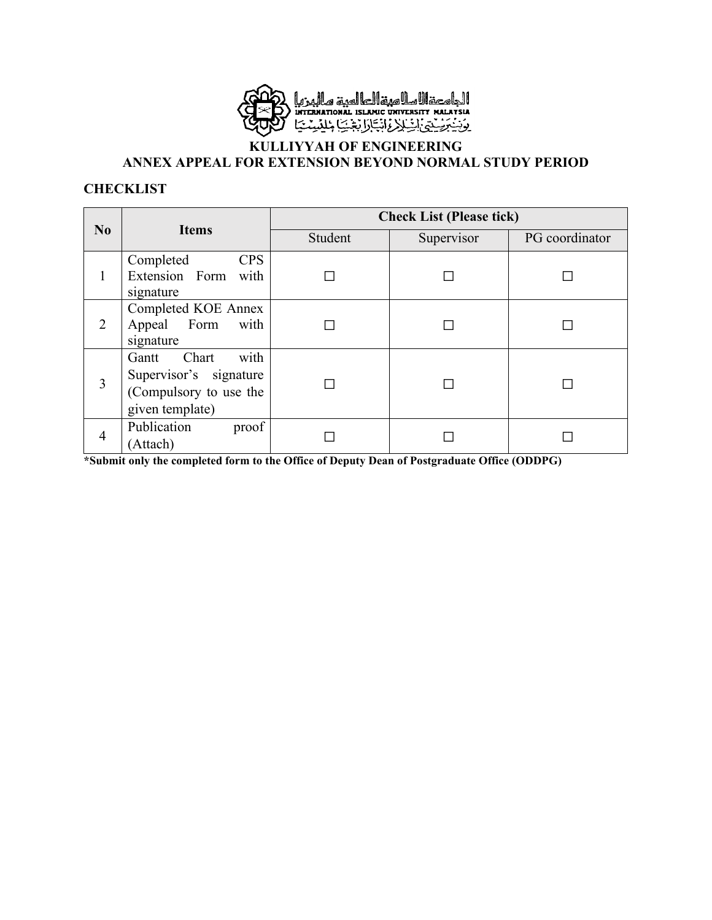الجامعة الإسلامية العالمية ماليزيا
INTERNATIONAL ISLAMIC UNIVERSITY MALAYSIA
يونيۏرسيتي إسلام انتارابڠسا مليسيا

# KULLIYYAH OF ENGINEERING
## ANNEX APPEAL FOR EXTENSION BEYOND NORMAL STUDY PERIOD

### CHECKLIST

| No | Items | Check List (Please tick) | | |
|---|---|---|---|---|
| | | Student | Supervisor | PG coordinator |
| 1 | Completed CPS Extension Form with signature | ☐ | ☐ | ☐ |
| 2 | Completed KOE Annex Appeal Form with signature | ☐ | ☐ | ☐ |
| 3 | Gantt Chart with Supervisor's signature (Compulsory to use the given template) | ☐ | ☐ | ☐ |
| 4 | Publication proof (Attach) | ☐ | ☐ | ☐ |

**\*Submit only the completed form to the Office of Deputy Dean of Postgraduate Office (ODDPG)**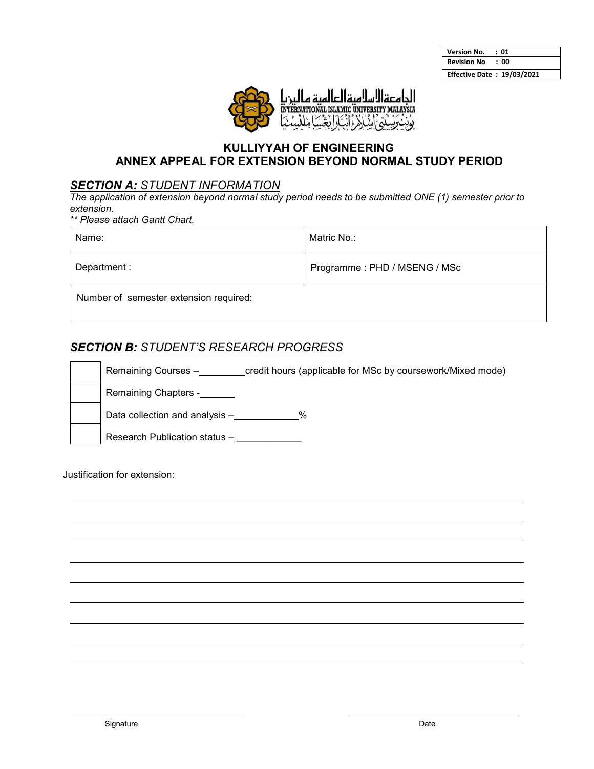| Version No. | : 01 |
|---|---|
| Revision No | : 00 |
| Effective Date | : 19/03/2021 |

الجامعة الإسلامية العالمية ماليزيا
INTERNATIONAL ISLAMIC UNIVERSITY MALAYSIA

# KULLIYYAH OF ENGINEERING
# ANNEX APPEAL FOR EXTENSION BEYOND NORMAL STUDY PERIOD

## ***SECTION A:*** *STUDENT INFORMATION*

*The application of extension beyond normal study period needs to be submitted ONE (1) semester prior to extension.*

*\*\* Please attach Gantt Chart.*

| Name: | Matric No.: |
|---|---|
| Department : | Programme : PHD / MSENG / MSc |
| Number of semester extension required: | |

## ***SECTION B:*** *STUDENT'S RESEARCH PROGRESS*

| | |
|---|---|
| ☐ | Remaining Courses – ________ credit hours (applicable for MSc by coursework/Mixed mode) |
| ☐ | Remaining Chapters - ______ |
| ☐ | Data collection and analysis – ____________ % |
| ☐ | Research Publication status – ____________ |

Justification for extension:

_______________________________________________________________

_______________________________________________________________

_______________________________________________________________

_______________________________________________________________

_______________________________________________________________

_______________________________________________________________

_______________________________________________________________

_______________________________________________________________

_______________________________________________________________

| _____________________ | _____________________ |
|---|---|
| Signature | Date |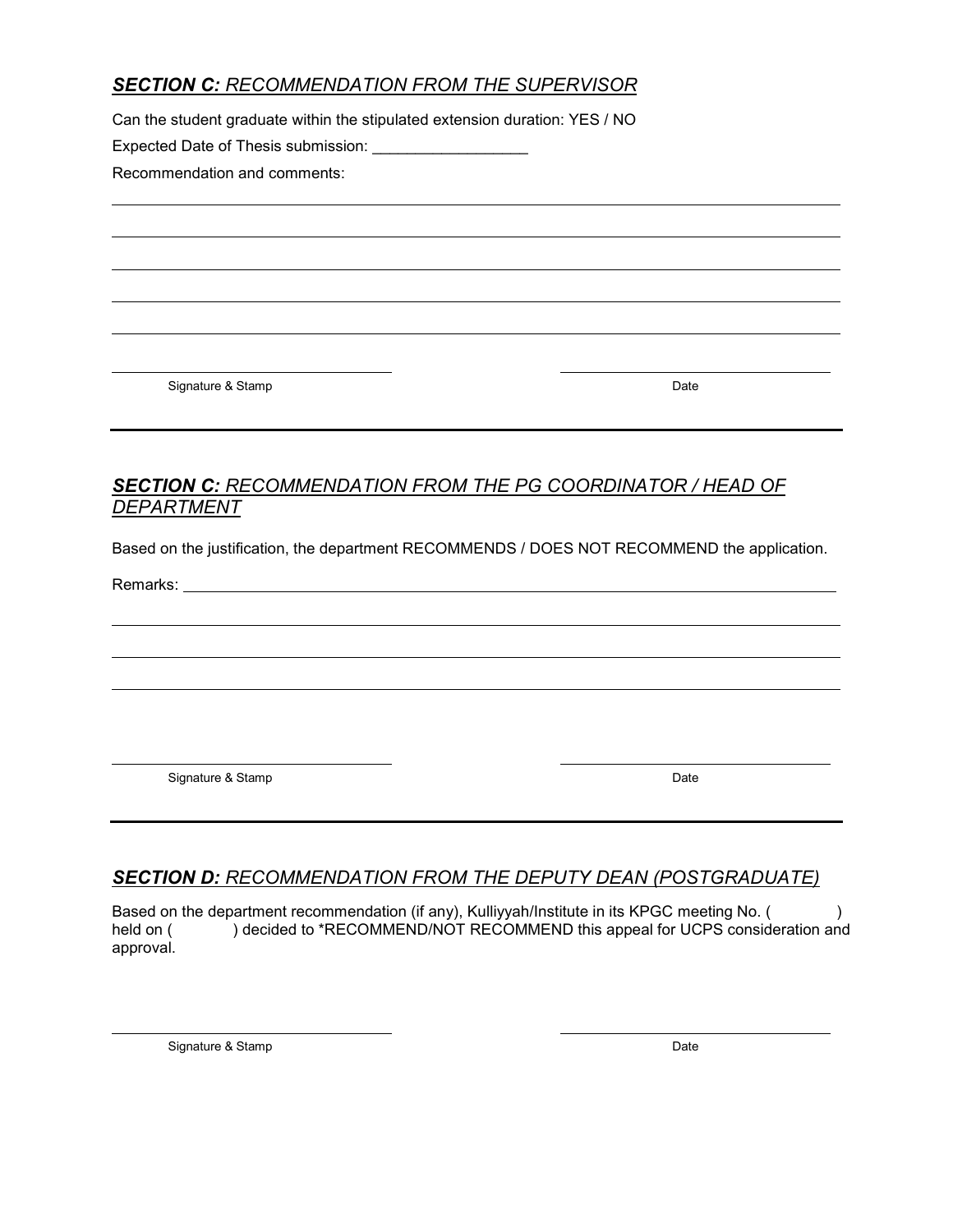## ***SECTION C:*** *RECOMMENDATION FROM THE SUPERVISOR*

Can the student graduate within the stipulated extension duration: YES / NO

Expected Date of Thesis submission: __________________

Recommendation and comments:

_____________________________________________________________________________

_____________________________________________________________________________

_____________________________________________________________________________

_____________________________________________________________________________

_____________________________________________________________________________

______________________________ ______________________________

Signature & Stamp Date

---

## ***SECTION C:*** *RECOMMENDATION FROM THE PG COORDINATOR / HEAD OF DEPARTMENT*

Based on the justification, the department RECOMMENDS / DOES NOT RECOMMEND the application.

Remarks: _____________________________________________________________________

_____________________________________________________________________________

_____________________________________________________________________________

_____________________________________________________________________________

______________________________ ______________________________

Signature & Stamp Date

---

## ***SECTION D:*** *RECOMMENDATION FROM THE DEPUTY DEAN (POSTGRADUATE)*

Based on the department recommendation (if any), Kulliyyah/Institute in its KPGC meeting No. (          ) held on (          ) decided to *RECOMMEND/NOT RECOMMEND this appeal for UCPS consideration and approval.

______________________________ ______________________________

Signature & Stamp Date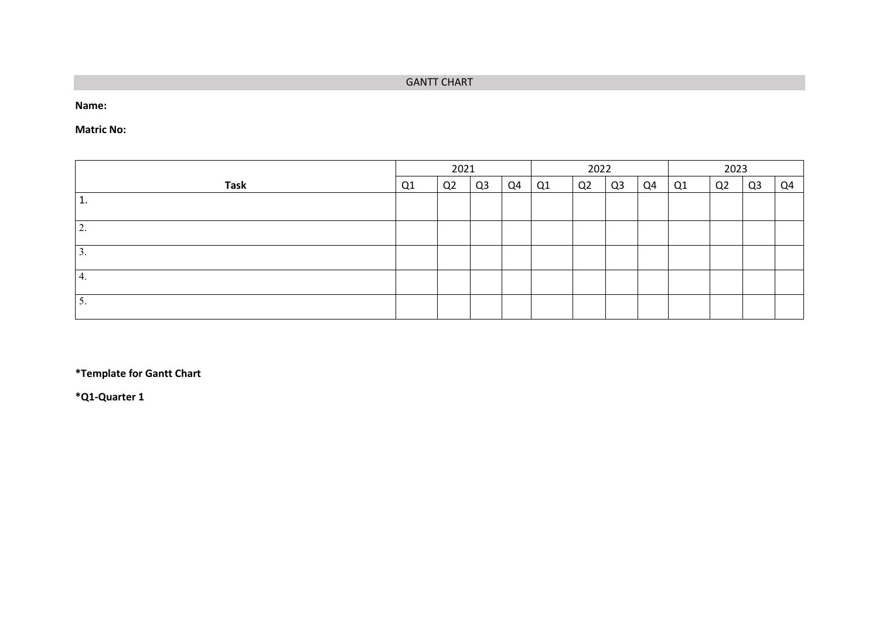GANTT CHART

**Name:**

**Matric No:**

| Task | 2021 | | | | 2022 | | | | 2023 | | | |
|---|---|---|---|---|---|---|---|---|---|---|---|---|
| | Q1 | Q2 | Q3 | Q4 | Q1 | Q2 | Q3 | Q4 | Q1 | Q2 | Q3 | Q4 |
| 1. | | | | | | | | | | | | |
| 2. | | | | | | | | | | | | |
| 3. | | | | | | | | | | | | |
| 4. | | | | | | | | | | | | |
| 5. | | | | | | | | | | | | |

**\*Template for Gantt Chart**

**\*Q1-Quarter 1**